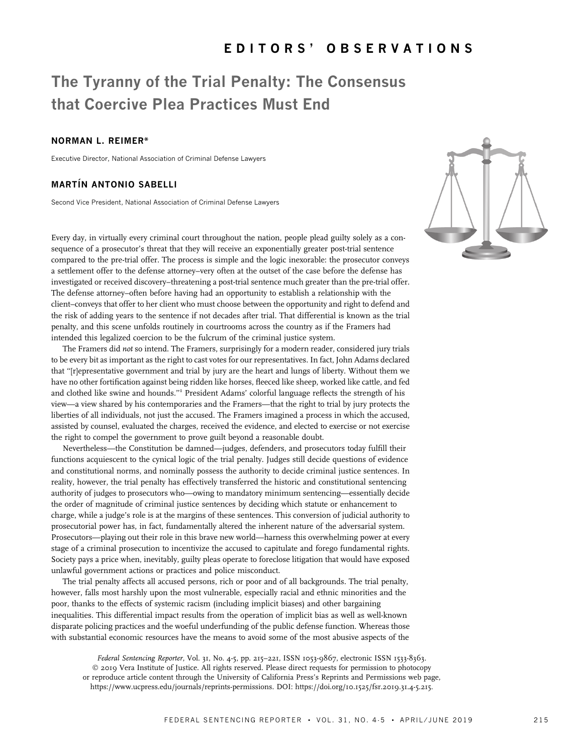EDITORS' OBSERVATIONS

# The Tyranny of the Trial Penalty: The Consensus that Coercive Plea Practices Must End

**NORMAN L. REIMER***

Executive Director, National Association of Criminal Defense Lawyers

**MARTÍN ANTONIO SABELLI**

Second Vice President, National Association of Criminal Defense Lawyers

Every day, in virtually every criminal court throughout the nation, people plead guilty solely as a consequence of a prosecutor's threat that they will receive an exponentially greater post-trial sentence compared to the pre-trial offer. The process is simple and the logic inexorable: the prosecutor conveys a settlement offer to the defense attorney–very often at the outset of the case before the defense has investigated or received discovery–threatening a post-trial sentence much greater than the pre-trial offer. The defense attorney–often before having had an opportunity to establish a relationship with the client–conveys that offer to her client who must choose between the opportunity and right to defend and the risk of adding years to the sentence if not decades after trial. That differential is known as the trial penalty, and this scene unfolds routinely in courtrooms across the country as if the Framers had intended this legalized coercion to be the fulcrum of the criminal justice system.

The Framers did *not* so intend. The Framers, surprisingly for a modern reader, considered jury trials to be every bit as important as the right to cast votes for our representatives. In fact, John Adams declared that "[r]epresentative government and trial by jury are the heart and lungs of liberty. Without them we have no other fortification against being ridden like horses, fleeced like sheep, worked like cattle, and fed and clothed like swine and hounds."[1] President Adams' colorful language reflects the strength of his view—a view shared by his contemporaries and the Framers—that the right to trial by jury protects the liberties of all individuals, not just the accused. The Framers imagined a process in which the accused, assisted by counsel, evaluated the charges, received the evidence, and elected to exercise or not exercise the right to compel the government to prove guilt beyond a reasonable doubt.

Nevertheless—the Constitution be damned—judges, defenders, and prosecutors today fulfill their functions acquiescent to the cynical logic of the trial penalty. Judges still decide questions of evidence and constitutional norms, and nominally possess the authority to decide criminal justice sentences. In reality, however, the trial penalty has effectively transferred the historic and constitutional sentencing authority of judges to prosecutors who—owing to mandatory minimum sentencing—essentially decide the order of magnitude of criminal justice sentences by deciding which statute or enhancement to charge, while a judge's role is at the margins of these sentences. This conversion of judicial authority to prosecutorial power has, in fact, fundamentally altered the inherent nature of the adversarial system. Prosecutors—playing out their role in this brave new world—harness this overwhelming power at every stage of a criminal prosecution to incentivize the accused to capitulate and forego fundamental rights. Society pays a price when, inevitably, guilty pleas operate to foreclose litigation that would have exposed unlawful government actions or practices and police misconduct.

The trial penalty affects all accused persons, rich or poor and of all backgrounds. The trial penalty, however, falls most harshly upon the most vulnerable, especially racial and ethnic minorities and the poor, thanks to the effects of systemic racism (including implicit biases) and other bargaining inequalities. This differential impact results from the operation of implicit bias as well as well-known disparate policing practices and the woeful underfunding of the public defense function. Whereas those with substantial economic resources have the means to avoid some of the most abusive aspects of the

*Federal Sentencing Reporter*, Vol. 31, No. 4-5, pp. 215–221, ISSN 1053-9867, electronic ISSN 1533-8363. © 2019 Vera Institute of Justice. All rights reserved. Please direct requests for permission to photocopy or reproduce article content through the University of California Press's Reprints and Permissions web page, https://www.ucpress.edu/journals/reprints-permissions. DOI: https://doi.org/10.1525/fsr.2019.31.4-5.215.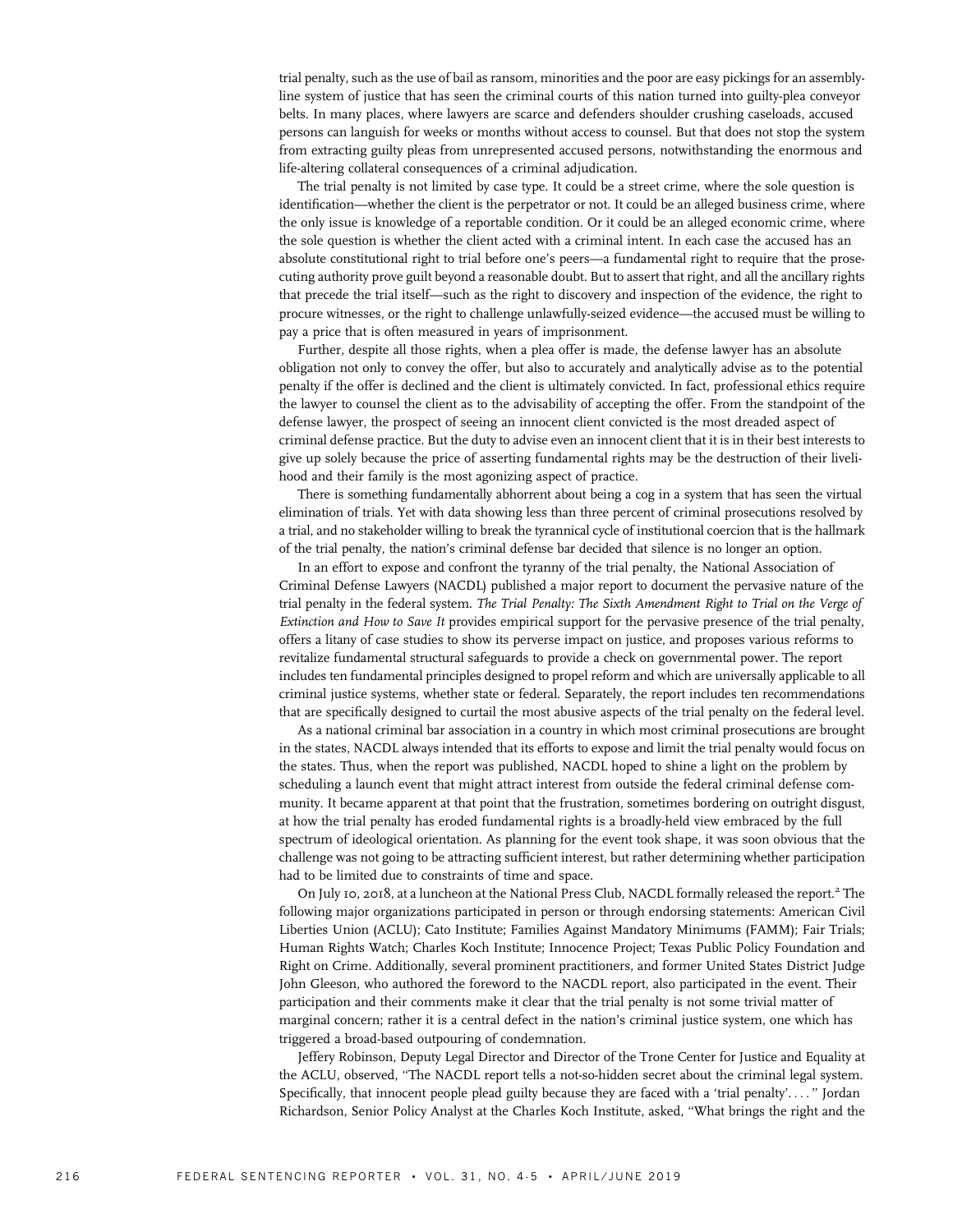trial penalty, such as the use of bail as ransom, minorities and the poor are easy pickings for an assembly-line system of justice that has seen the criminal courts of this nation turned into guilty-plea conveyor belts. In many places, where lawyers are scarce and defenders shoulder crushing caseloads, accused persons can languish for weeks or months without access to counsel. But that does not stop the system from extracting guilty pleas from unrepresented accused persons, notwithstanding the enormous and life-altering collateral consequences of a criminal adjudication.

The trial penalty is not limited by case type. It could be a street crime, where the sole question is identification—whether the client is the perpetrator or not. It could be an alleged business crime, where the only issue is knowledge of a reportable condition. Or it could be an alleged economic crime, where the sole question is whether the client acted with a criminal intent. In each case the accused has an absolute constitutional right to trial before one's peers—a fundamental right to require that the prosecuting authority prove guilt beyond a reasonable doubt. But to assert that right, and all the ancillary rights that precede the trial itself—such as the right to discovery and inspection of the evidence, the right to procure witnesses, or the right to challenge unlawfully-seized evidence—the accused must be willing to pay a price that is often measured in years of imprisonment.

Further, despite all those rights, when a plea offer is made, the defense lawyer has an absolute obligation not only to convey the offer, but also to accurately and analytically advise as to the potential penalty if the offer is declined and the client is ultimately convicted. In fact, professional ethics require the lawyer to counsel the client as to the advisability of accepting the offer. From the standpoint of the defense lawyer, the prospect of seeing an innocent client convicted is the most dreaded aspect of criminal defense practice. But the duty to advise even an innocent client that it is in their best interests to give up solely because the price of asserting fundamental rights may be the destruction of their livelihood and their family is the most agonizing aspect of practice.

There is something fundamentally abhorrent about being a cog in a system that has seen the virtual elimination of trials. Yet with data showing less than three percent of criminal prosecutions resolved by a trial, and no stakeholder willing to break the tyrannical cycle of institutional coercion that is the hallmark of the trial penalty, the nation's criminal defense bar decided that silence is no longer an option.

In an effort to expose and confront the tyranny of the trial penalty, the National Association of Criminal Defense Lawyers (NACDL) published a major report to document the pervasive nature of the trial penalty in the federal system. *The Trial Penalty: The Sixth Amendment Right to Trial on the Verge of Extinction and How to Save It* provides empirical support for the pervasive presence of the trial penalty, offers a litany of case studies to show its perverse impact on justice, and proposes various reforms to revitalize fundamental structural safeguards to provide a check on governmental power. The report includes ten fundamental principles designed to propel reform and which are universally applicable to all criminal justice systems, whether state or federal. Separately, the report includes ten recommendations that are specifically designed to curtail the most abusive aspects of the trial penalty on the federal level.

As a national criminal bar association in a country in which most criminal prosecutions are brought in the states, NACDL always intended that its efforts to expose and limit the trial penalty would focus on the states. Thus, when the report was published, NACDL hoped to shine a light on the problem by scheduling a launch event that might attract interest from outside the federal criminal defense community. It became apparent at that point that the frustration, sometimes bordering on outright disgust, at how the trial penalty has eroded fundamental rights is a broadly-held view embraced by the full spectrum of ideological orientation. As planning for the event took shape, it was soon obvious that the challenge was not going to be attracting sufficient interest, but rather determining whether participation had to be limited due to constraints of time and space.

On July 10, 2018, at a luncheon at the National Press Club, NACDL formally released the report.[2] The following major organizations participated in person or through endorsing statements: American Civil Liberties Union (ACLU); Cato Institute; Families Against Mandatory Minimums (FAMM); Fair Trials; Human Rights Watch; Charles Koch Institute; Innocence Project; Texas Public Policy Foundation and Right on Crime. Additionally, several prominent practitioners, and former United States District Judge John Gleeson, who authored the foreword to the NACDL report, also participated in the event. Their participation and their comments make it clear that the trial penalty is not some trivial matter of marginal concern; rather it is a central defect in the nation's criminal justice system, one which has triggered a broad-based outpouring of condemnation.

Jeffery Robinson, Deputy Legal Director and Director of the Trone Center for Justice and Equality at the ACLU, observed, "The NACDL report tells a not-so-hidden secret about the criminal legal system. Specifically, that innocent people plead guilty because they are faced with a 'trial penalty'. . . ." Jordan Richardson, Senior Policy Analyst at the Charles Koch Institute, asked, "What brings the right and the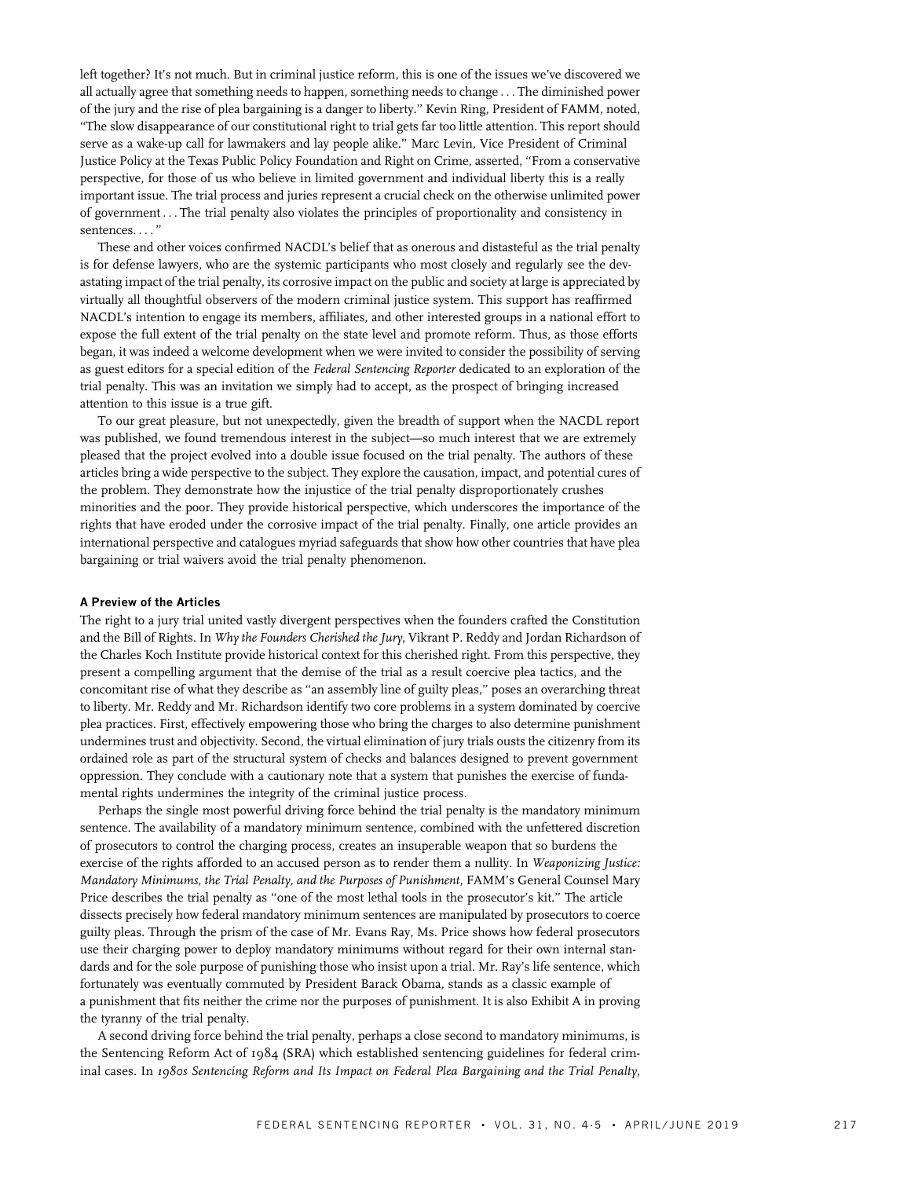left together? It's not much. But in criminal justice reform, this is one of the issues we've discovered we all actually agree that something needs to happen, something needs to change . . . The diminished power of the jury and the rise of plea bargaining is a danger to liberty." Kevin Ring, President of FAMM, noted, "The slow disappearance of our constitutional right to trial gets far too little attention. This report should serve as a wake-up call for lawmakers and lay people alike." Marc Levin, Vice President of Criminal Justice Policy at the Texas Public Policy Foundation and Right on Crime, asserted, "From a conservative perspective, for those of us who believe in limited government and individual liberty this is a really important issue. The trial process and juries represent a crucial check on the otherwise unlimited power of government . . . The trial penalty also violates the principles of proportionality and consistency in sentences. . . ."

These and other voices confirmed NACDL's belief that as onerous and distasteful as the trial penalty is for defense lawyers, who are the systemic participants who most closely and regularly see the devastating impact of the trial penalty, its corrosive impact on the public and society at large is appreciated by virtually all thoughtful observers of the modern criminal justice system. This support has reaffirmed NACDL's intention to engage its members, affiliates, and other interested groups in a national effort to expose the full extent of the trial penalty on the state level and promote reform. Thus, as those efforts began, it was indeed a welcome development when we were invited to consider the possibility of serving as guest editors for a special edition of the *Federal Sentencing Reporter* dedicated to an exploration of the trial penalty. This was an invitation we simply had to accept, as the prospect of bringing increased attention to this issue is a true gift.

To our great pleasure, but not unexpectedly, given the breadth of support when the NACDL report was published, we found tremendous interest in the subject—so much interest that we are extremely pleased that the project evolved into a double issue focused on the trial penalty. The authors of these articles bring a wide perspective to the subject. They explore the causation, impact, and potential cures of the problem. They demonstrate how the injustice of the trial penalty disproportionately crushes minorities and the poor. They provide historical perspective, which underscores the importance of the rights that have eroded under the corrosive impact of the trial penalty. Finally, one article provides an international perspective and catalogues myriad safeguards that show how other countries that have plea bargaining or trial waivers avoid the trial penalty phenomenon.

### A Preview of the Articles

The right to a jury trial united vastly divergent perspectives when the founders crafted the Constitution and the Bill of Rights. In *Why the Founders Cherished the Jury*, Vikrant P. Reddy and Jordan Richardson of the Charles Koch Institute provide historical context for this cherished right. From this perspective, they present a compelling argument that the demise of the trial as a result coercive plea tactics, and the concomitant rise of what they describe as "an assembly line of guilty pleas," poses an overarching threat to liberty. Mr. Reddy and Mr. Richardson identify two core problems in a system dominated by coercive plea practices. First, effectively empowering those who bring the charges to also determine punishment undermines trust and objectivity. Second, the virtual elimination of jury trials ousts the citizenry from its ordained role as part of the structural system of checks and balances designed to prevent government oppression. They conclude with a cautionary note that a system that punishes the exercise of fundamental rights undermines the integrity of the criminal justice process.

Perhaps the single most powerful driving force behind the trial penalty is the mandatory minimum sentence. The availability of a mandatory minimum sentence, combined with the unfettered discretion of prosecutors to control the charging process, creates an insuperable weapon that so burdens the exercise of the rights afforded to an accused person as to render them a nullity. In *Weaponizing Justice: Mandatory Minimums, the Trial Penalty, and the Purposes of Punishment*, FAMM's General Counsel Mary Price describes the trial penalty as "one of the most lethal tools in the prosecutor's kit." The article dissects precisely how federal mandatory minimum sentences are manipulated by prosecutors to coerce guilty pleas. Through the prism of the case of Mr. Evans Ray, Ms. Price shows how federal prosecutors use their charging power to deploy mandatory minimums without regard for their own internal standards and for the sole purpose of punishing those who insist upon a trial. Mr. Ray's life sentence, which fortunately was eventually commuted by President Barack Obama, stands as a classic example of a punishment that fits neither the crime nor the purposes of punishment. It is also Exhibit A in proving the tyranny of the trial penalty.

A second driving force behind the trial penalty, perhaps a close second to mandatory minimums, is the Sentencing Reform Act of 1984 (SRA) which established sentencing guidelines for federal criminal cases. In *1980s Sentencing Reform and Its Impact on Federal Plea Bargaining and the Trial Penalty*,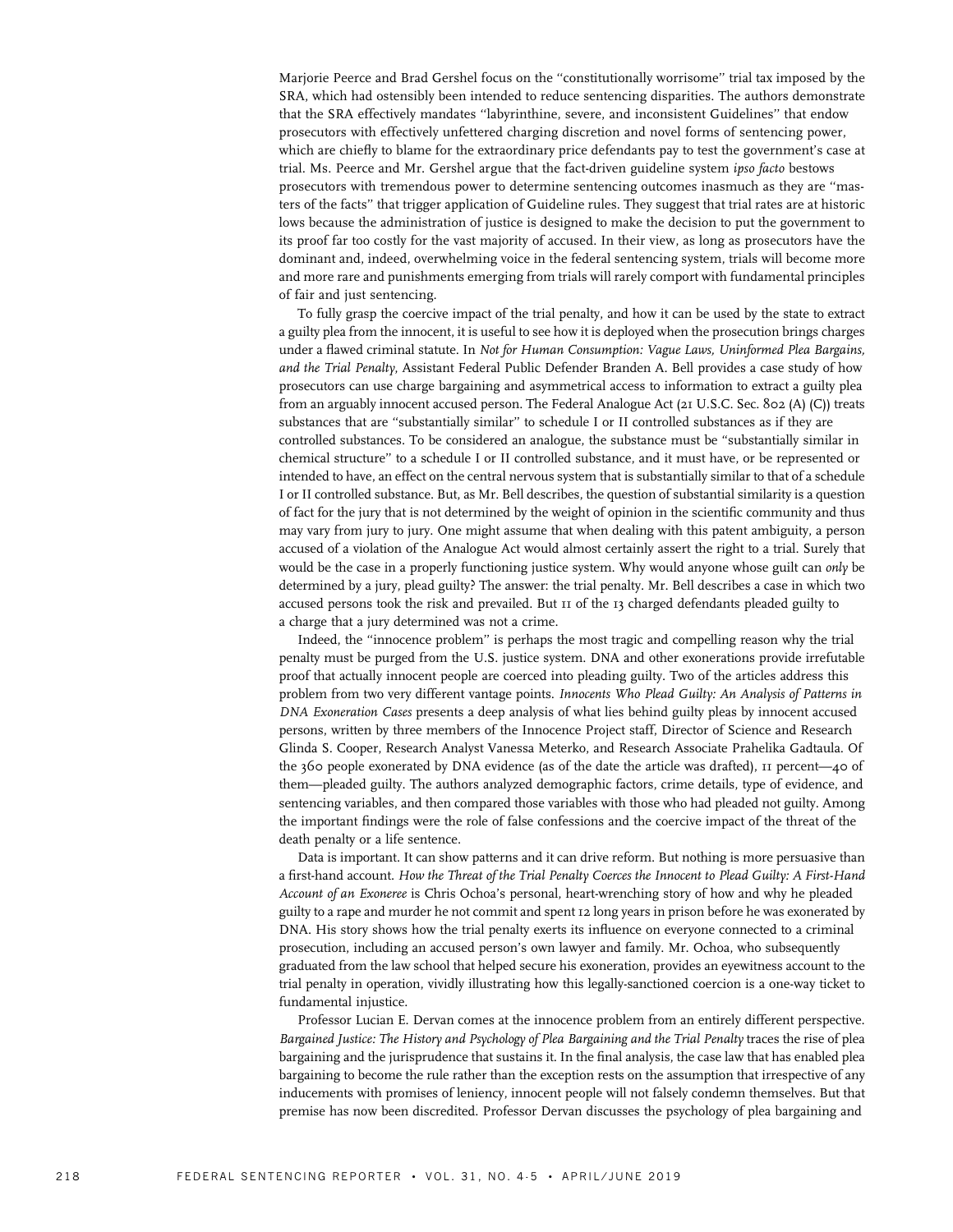Marjorie Peerce and Brad Gershel focus on the "constitutionally worrisome" trial tax imposed by the SRA, which had ostensibly been intended to reduce sentencing disparities. The authors demonstrate that the SRA effectively mandates "labyrinthine, severe, and inconsistent Guidelines" that endow prosecutors with effectively unfettered charging discretion and novel forms of sentencing power, which are chiefly to blame for the extraordinary price defendants pay to test the government's case at trial. Ms. Peerce and Mr. Gershel argue that the fact-driven guideline system *ipso facto* bestows prosecutors with tremendous power to determine sentencing outcomes inasmuch as they are "masters of the facts" that trigger application of Guideline rules. They suggest that trial rates are at historic lows because the administration of justice is designed to make the decision to put the government to its proof far too costly for the vast majority of accused. In their view, as long as prosecutors have the dominant and, indeed, overwhelming voice in the federal sentencing system, trials will become more and more rare and punishments emerging from trials will rarely comport with fundamental principles of fair and just sentencing.

To fully grasp the coercive impact of the trial penalty, and how it can be used by the state to extract a guilty plea from the innocent, it is useful to see how it is deployed when the prosecution brings charges under a flawed criminal statute. In *Not for Human Consumption: Vague Laws, Uninformed Plea Bargains, and the Trial Penalty*, Assistant Federal Public Defender Branden A. Bell provides a case study of how prosecutors can use charge bargaining and asymmetrical access to information to extract a guilty plea from an arguably innocent accused person. The Federal Analogue Act (21 U.S.C. Sec. 802 (A) (C)) treats substances that are "substantially similar" to schedule I or II controlled substances as if they are controlled substances. To be considered an analogue, the substance must be "substantially similar in chemical structure" to a schedule I or II controlled substance, and it must have, or be represented or intended to have, an effect on the central nervous system that is substantially similar to that of a schedule I or II controlled substance. But, as Mr. Bell describes, the question of substantial similarity is a question of fact for the jury that is not determined by the weight of opinion in the scientific community and thus may vary from jury to jury. One might assume that when dealing with this patent ambiguity, a person accused of a violation of the Analogue Act would almost certainly assert the right to a trial. Surely that would be the case in a properly functioning justice system. Why would anyone whose guilt can *only* be determined by a jury, plead guilty? The answer: the trial penalty. Mr. Bell describes a case in which two accused persons took the risk and prevailed. But 11 of the 13 charged defendants pleaded guilty to a charge that a jury determined was not a crime.

Indeed, the "innocence problem" is perhaps the most tragic and compelling reason why the trial penalty must be purged from the U.S. justice system. DNA and other exonerations provide irrefutable proof that actually innocent people are coerced into pleading guilty. Two of the articles address this problem from two very different vantage points. *Innocents Who Plead Guilty: An Analysis of Patterns in DNA Exoneration Cases* presents a deep analysis of what lies behind guilty pleas by innocent accused persons, written by three members of the Innocence Project staff, Director of Science and Research Glinda S. Cooper, Research Analyst Vanessa Meterko, and Research Associate Prahelika Gadtaula. Of the 360 people exonerated by DNA evidence (as of the date the article was drafted), 11 percent—40 of them—pleaded guilty. The authors analyzed demographic factors, crime details, type of evidence, and sentencing variables, and then compared those variables with those who had pleaded not guilty. Among the important findings were the role of false confessions and the coercive impact of the threat of the death penalty or a life sentence.

Data is important. It can show patterns and it can drive reform. But nothing is more persuasive than a first-hand account. *How the Threat of the Trial Penalty Coerces the Innocent to Plead Guilty: A First-Hand Account of an Exoneree* is Chris Ochoa's personal, heart-wrenching story of how and why he pleaded guilty to a rape and murder he not commit and spent 12 long years in prison before he was exonerated by DNA. His story shows how the trial penalty exerts its influence on everyone connected to a criminal prosecution, including an accused person's own lawyer and family. Mr. Ochoa, who subsequently graduated from the law school that helped secure his exoneration, provides an eyewitness account to the trial penalty in operation, vividly illustrating how this legally-sanctioned coercion is a one-way ticket to fundamental injustice.

Professor Lucian E. Dervan comes at the innocence problem from an entirely different perspective. *Bargained Justice: The History and Psychology of Plea Bargaining and the Trial Penalty* traces the rise of plea bargaining and the jurisprudence that sustains it. In the final analysis, the case law that has enabled plea bargaining to become the rule rather than the exception rests on the assumption that irrespective of any inducements with promises of leniency, innocent people will not falsely condemn themselves. But that premise has now been discredited. Professor Dervan discusses the psychology of plea bargaining and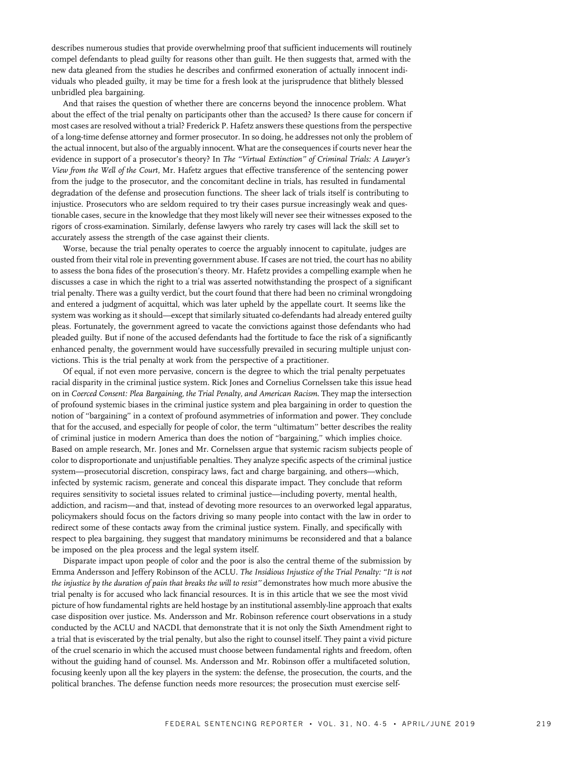describes numerous studies that provide overwhelming proof that sufficient inducements will routinely compel defendants to plead guilty for reasons other than guilt. He then suggests that, armed with the new data gleaned from the studies he describes and confirmed exoneration of actually innocent individuals who pleaded guilty, it may be time for a fresh look at the jurisprudence that blithely blessed unbridled plea bargaining.

And that raises the question of whether there are concerns beyond the innocence problem. What about the effect of the trial penalty on participants other than the accused? Is there cause for concern if most cases are resolved without a trial? Frederick P. Hafetz answers these questions from the perspective of a long-time defense attorney and former prosecutor. In so doing, he addresses not only the problem of the actual innocent, but also of the arguably innocent. What are the consequences if courts never hear the evidence in support of a prosecutor's theory? In *The "Virtual Extinction" of Criminal Trials: A Lawyer's View from the Well of the Court*, Mr. Hafetz argues that effective transference of the sentencing power from the judge to the prosecutor, and the concomitant decline in trials, has resulted in fundamental degradation of the defense and prosecution functions. The sheer lack of trials itself is contributing to injustice. Prosecutors who are seldom required to try their cases pursue increasingly weak and questionable cases, secure in the knowledge that they most likely will never see their witnesses exposed to the rigors of cross-examination. Similarly, defense lawyers who rarely try cases will lack the skill set to accurately assess the strength of the case against their clients.

Worse, because the trial penalty operates to coerce the arguably innocent to capitulate, judges are ousted from their vital role in preventing government abuse. If cases are not tried, the court has no ability to assess the bona fides of the prosecution's theory. Mr. Hafetz provides a compelling example when he discusses a case in which the right to a trial was asserted notwithstanding the prospect of a significant trial penalty. There was a guilty verdict, but the court found that there had been no criminal wrongdoing and entered a judgment of acquittal, which was later upheld by the appellate court. It seems like the system was working as it should—except that similarly situated co-defendants had already entered guilty pleas. Fortunately, the government agreed to vacate the convictions against those defendants who had pleaded guilty. But if none of the accused defendants had the fortitude to face the risk of a significantly enhanced penalty, the government would have successfully prevailed in securing multiple unjust convictions. This is the trial penalty at work from the perspective of a practitioner.

Of equal, if not even more pervasive, concern is the degree to which the trial penalty perpetuates racial disparity in the criminal justice system. Rick Jones and Cornelius Cornelssen take this issue head on in *Coerced Consent: Plea Bargaining, the Trial Penalty, and American Racism*. They map the intersection of profound systemic biases in the criminal justice system and plea bargaining in order to question the notion of "bargaining" in a context of profound asymmetries of information and power. They conclude that for the accused, and especially for people of color, the term "ultimatum" better describes the reality of criminal justice in modern America than does the notion of "bargaining," which implies choice. Based on ample research, Mr. Jones and Mr. Cornelssen argue that systemic racism subjects people of color to disproportionate and unjustifiable penalties. They analyze specific aspects of the criminal justice system—prosecutorial discretion, conspiracy laws, fact and charge bargaining, and others—which, infected by systemic racism, generate and conceal this disparate impact. They conclude that reform requires sensitivity to societal issues related to criminal justice—including poverty, mental health, addiction, and racism—and that, instead of devoting more resources to an overworked legal apparatus, policymakers should focus on the factors driving so many people into contact with the law in order to redirect some of these contacts away from the criminal justice system. Finally, and specifically with respect to plea bargaining, they suggest that mandatory minimums be reconsidered and that a balance be imposed on the plea process and the legal system itself.

Disparate impact upon people of color and the poor is also the central theme of the submission by Emma Andersson and Jeffery Robinson of the ACLU. *The Insidious Injustice of the Trial Penalty: "It is not the injustice by the duration of pain that breaks the will to resist"* demonstrates how much more abusive the trial penalty is for accused who lack financial resources. It is in this article that we see the most vivid picture of how fundamental rights are held hostage by an institutional assembly-line approach that exalts case disposition over justice. Ms. Andersson and Mr. Robinson reference court observations in a study conducted by the ACLU and NACDL that demonstrate that it is not only the Sixth Amendment right to a trial that is eviscerated by the trial penalty, but also the right to counsel itself. They paint a vivid picture of the cruel scenario in which the accused must choose between fundamental rights and freedom, often without the guiding hand of counsel. Ms. Andersson and Mr. Robinson offer a multifaceted solution, focusing keenly upon all the key players in the system: the defense, the prosecution, the courts, and the political branches. The defense function needs more resources; the prosecution must exercise self-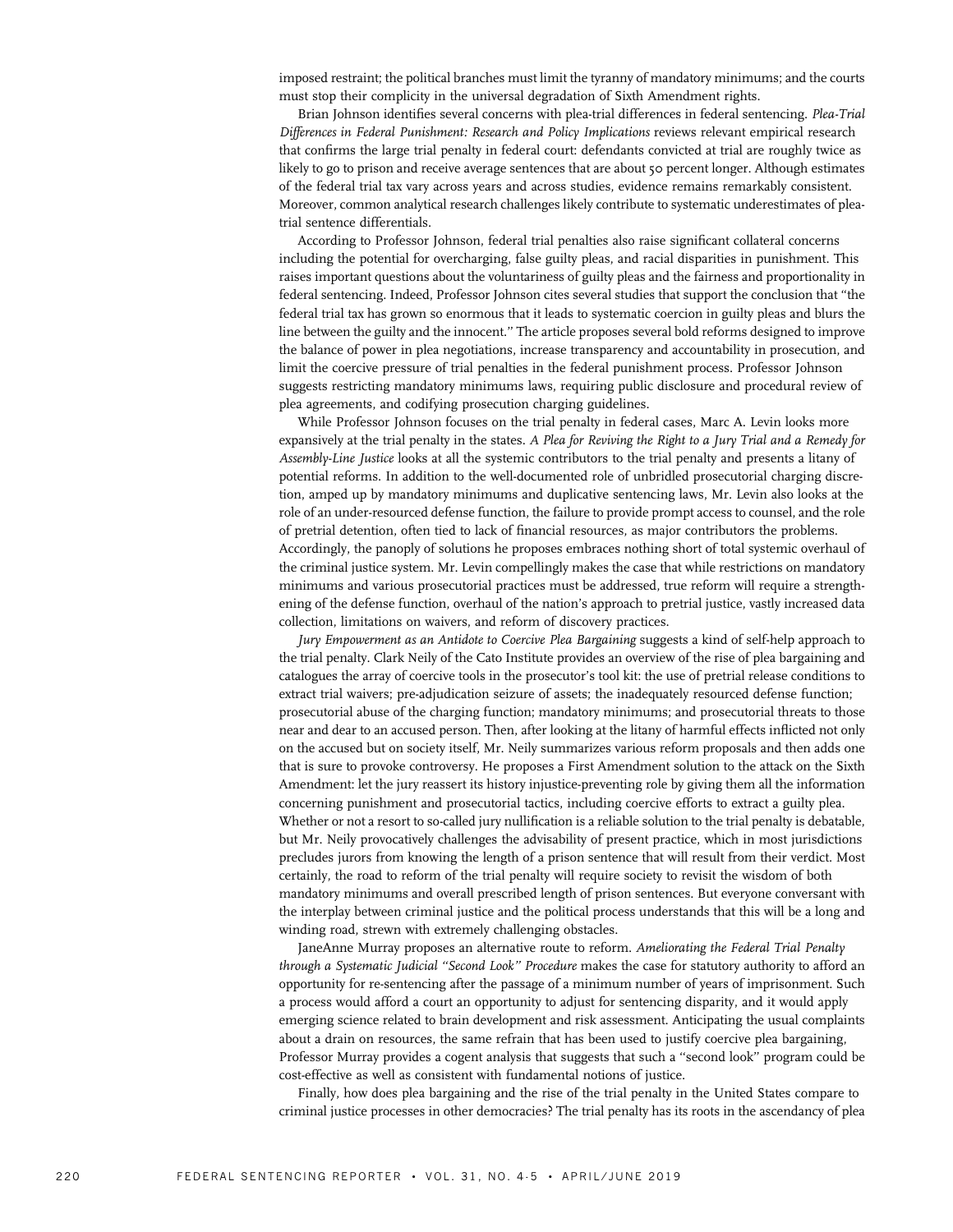imposed restraint; the political branches must limit the tyranny of mandatory minimums; and the courts must stop their complicity in the universal degradation of Sixth Amendment rights.

Brian Johnson identifies several concerns with plea-trial differences in federal sentencing. *Plea-Trial Differences in Federal Punishment: Research and Policy Implications* reviews relevant empirical research that confirms the large trial penalty in federal court: defendants convicted at trial are roughly twice as likely to go to prison and receive average sentences that are about 50 percent longer. Although estimates of the federal trial tax vary across years and across studies, evidence remains remarkably consistent. Moreover, common analytical research challenges likely contribute to systematic underestimates of plea-trial sentence differentials.

According to Professor Johnson, federal trial penalties also raise significant collateral concerns including the potential for overcharging, false guilty pleas, and racial disparities in punishment. This raises important questions about the voluntariness of guilty pleas and the fairness and proportionality in federal sentencing. Indeed, Professor Johnson cites several studies that support the conclusion that "the federal trial tax has grown so enormous that it leads to systematic coercion in guilty pleas and blurs the line between the guilty and the innocent." The article proposes several bold reforms designed to improve the balance of power in plea negotiations, increase transparency and accountability in prosecution, and limit the coercive pressure of trial penalties in the federal punishment process. Professor Johnson suggests restricting mandatory minimums laws, requiring public disclosure and procedural review of plea agreements, and codifying prosecution charging guidelines.

While Professor Johnson focuses on the trial penalty in federal cases, Marc A. Levin looks more expansively at the trial penalty in the states. *A Plea for Reviving the Right to a Jury Trial and a Remedy for Assembly-Line Justice* looks at all the systemic contributors to the trial penalty and presents a litany of potential reforms. In addition to the well-documented role of unbridled prosecutorial charging discretion, amped up by mandatory minimums and duplicative sentencing laws, Mr. Levin also looks at the role of an under-resourced defense function, the failure to provide prompt access to counsel, and the role of pretrial detention, often tied to lack of financial resources, as major contributors the problems. Accordingly, the panoply of solutions he proposes embraces nothing short of total systemic overhaul of the criminal justice system. Mr. Levin compellingly makes the case that while restrictions on mandatory minimums and various prosecutorial practices must be addressed, true reform will require a strengthening of the defense function, overhaul of the nation's approach to pretrial justice, vastly increased data collection, limitations on waivers, and reform of discovery practices.

*Jury Empowerment as an Antidote to Coercive Plea Bargaining* suggests a kind of self-help approach to the trial penalty. Clark Neily of the Cato Institute provides an overview of the rise of plea bargaining and catalogues the array of coercive tools in the prosecutor's tool kit: the use of pretrial release conditions to extract trial waivers; pre-adjudication seizure of assets; the inadequately resourced defense function; prosecutorial abuse of the charging function; mandatory minimums; and prosecutorial threats to those near and dear to an accused person. Then, after looking at the litany of harmful effects inflicted not only on the accused but on society itself, Mr. Neily summarizes various reform proposals and then adds one that is sure to provoke controversy. He proposes a First Amendment solution to the attack on the Sixth Amendment: let the jury reassert its history injustice-preventing role by giving them all the information concerning punishment and prosecutorial tactics, including coercive efforts to extract a guilty plea. Whether or not a resort to so-called jury nullification is a reliable solution to the trial penalty is debatable, but Mr. Neily provocatively challenges the advisability of present practice, which in most jurisdictions precludes jurors from knowing the length of a prison sentence that will result from their verdict. Most certainly, the road to reform of the trial penalty will require society to revisit the wisdom of both mandatory minimums and overall prescribed length of prison sentences. But everyone conversant with the interplay between criminal justice and the political process understands that this will be a long and winding road, strewn with extremely challenging obstacles.

JaneAnne Murray proposes an alternative route to reform. *Ameliorating the Federal Trial Penalty through a Systematic Judicial "Second Look" Procedure* makes the case for statutory authority to afford an opportunity for re-sentencing after the passage of a minimum number of years of imprisonment. Such a process would afford a court an opportunity to adjust for sentencing disparity, and it would apply emerging science related to brain development and risk assessment. Anticipating the usual complaints about a drain on resources, the same refrain that has been used to justify coercive plea bargaining, Professor Murray provides a cogent analysis that suggests that such a "second look" program could be cost-effective as well as consistent with fundamental notions of justice.

Finally, how does plea bargaining and the rise of the trial penalty in the United States compare to criminal justice processes in other democracies? The trial penalty has its roots in the ascendancy of plea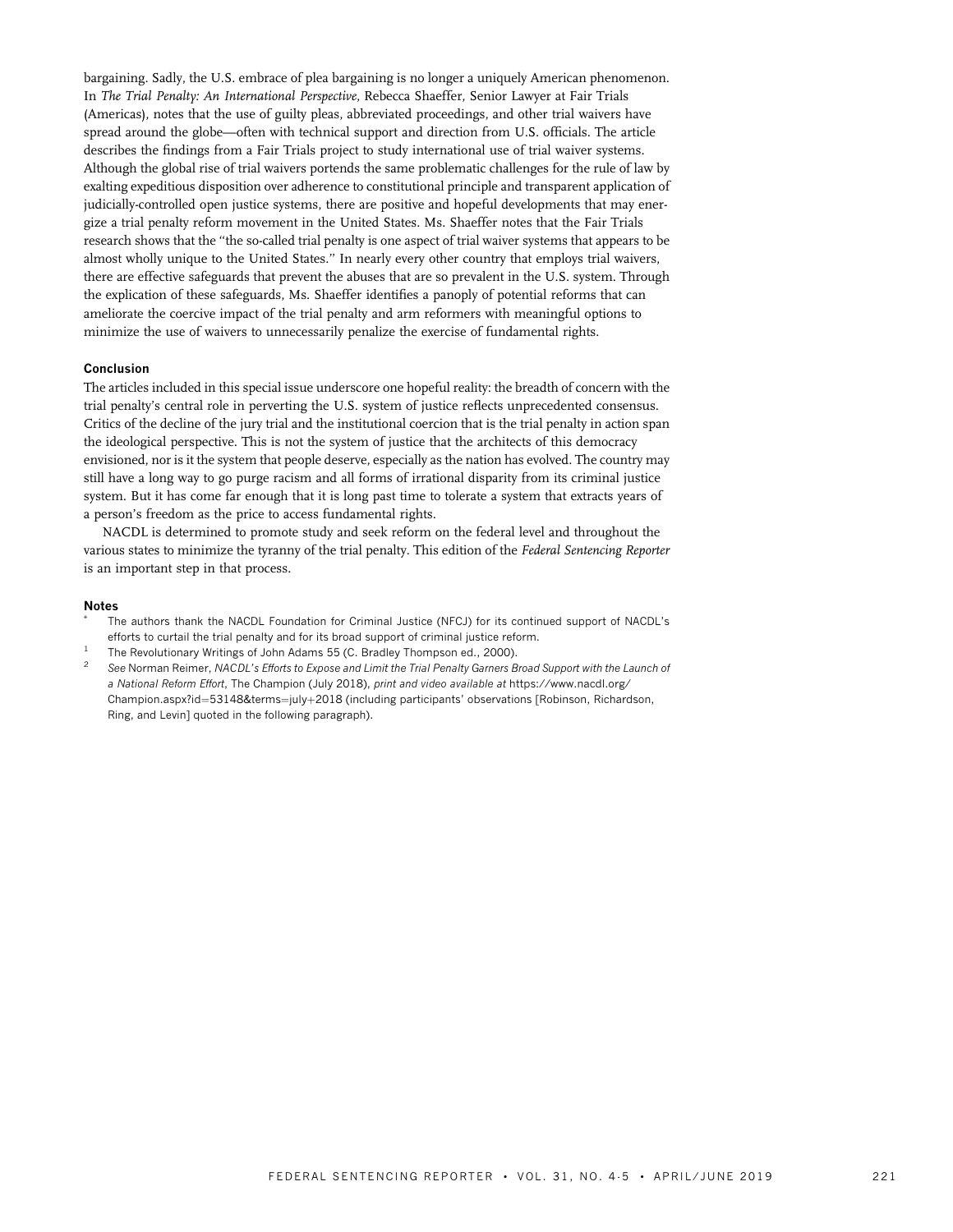bargaining. Sadly, the U.S. embrace of plea bargaining is no longer a uniquely American phenomenon. In *The Trial Penalty: An International Perspective*, Rebecca Shaeffer, Senior Lawyer at Fair Trials (Americas), notes that the use of guilty pleas, abbreviated proceedings, and other trial waivers have spread around the globe—often with technical support and direction from U.S. officials. The article describes the findings from a Fair Trials project to study international use of trial waiver systems. Although the global rise of trial waivers portends the same problematic challenges for the rule of law by exalting expeditious disposition over adherence to constitutional principle and transparent application of judicially-controlled open justice systems, there are positive and hopeful developments that may energize a trial penalty reform movement in the United States. Ms. Shaeffer notes that the Fair Trials research shows that the "the so-called trial penalty is one aspect of trial waiver systems that appears to be almost wholly unique to the United States." In nearly every other country that employs trial waivers, there are effective safeguards that prevent the abuses that are so prevalent in the U.S. system. Through the explication of these safeguards, Ms. Shaeffer identifies a panoply of potential reforms that can ameliorate the coercive impact of the trial penalty and arm reformers with meaningful options to minimize the use of waivers to unnecessarily penalize the exercise of fundamental rights.

#### Conclusion

The articles included in this special issue underscore one hopeful reality: the breadth of concern with the trial penalty's central role in perverting the U.S. system of justice reflects unprecedented consensus. Critics of the decline of the jury trial and the institutional coercion that is the trial penalty in action span the ideological perspective. This is not the system of justice that the architects of this democracy envisioned, nor is it the system that people deserve, especially as the nation has evolved. The country may still have a long way to go purge racism and all forms of irrational disparity from its criminal justice system. But it has come far enough that it is long past time to tolerate a system that extracts years of a person's freedom as the price to access fundamental rights.

NACDL is determined to promote study and seek reform on the federal level and throughout the various states to minimize the tyranny of the trial penalty. This edition of the *Federal Sentencing Reporter* is an important step in that process.

#### Notes

[*] The authors thank the NACDL Foundation for Criminal Justice (NFCJ) for its continued support of NACDL's efforts to curtail the trial penalty and for its broad support of criminal justice reform.

[1] The Revolutionary Writings of John Adams 55 (C. Bradley Thompson ed., 2000).

[2] *See* Norman Reimer, *NACDL's Efforts to Expose and Limit the Trial Penalty Garners Broad Support with the Launch of a National Reform Effort*, The Champion (July 2018), *print and video available at* https://www.nacdl.org/Champion.aspx?id=53148&terms=july+2018 (including participants' observations [Robinson, Richardson, Ring, and Levin] quoted in the following paragraph).